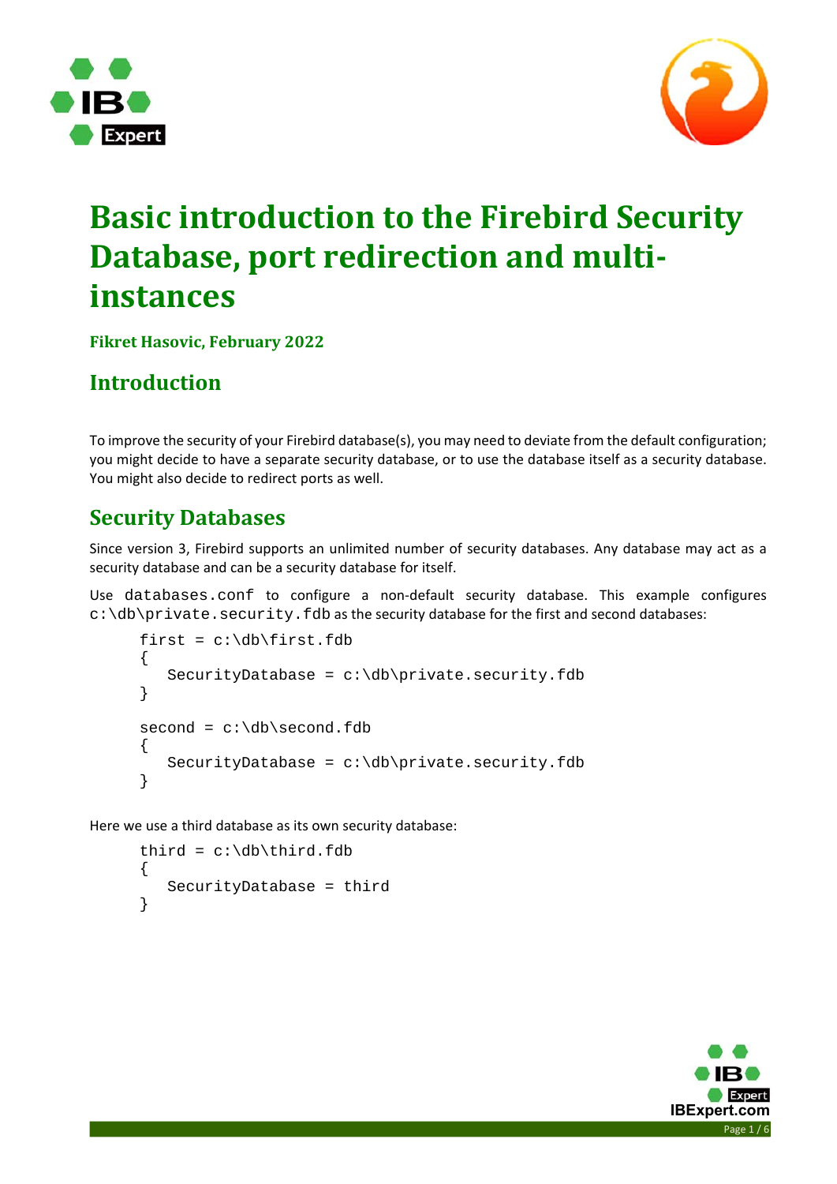# Basic introduction to the Firebird Security Database, port redirection and multi-instances

**Fikret Hasovic, February 2022**

## Introduction

To improve the security of your Firebird database(s), you may need to deviate from the default configuration; you might decide to have a separate security database, or to use the database itself as a security database. You might also decide to redirect ports as well.

## Security Databases

Since version 3, Firebird supports an unlimited number of security databases. Any database may act as a security database and can be a security database for itself.

Use `databases.conf` to configure a non-default security database. This example configures `c:\db\private.security.fdb` as the security database for the first and second databases:

```
first = c:\db\first.fdb
{
   SecurityDatabase = c:\db\private.security.fdb
}

second = c:\db\second.fdb
{
   SecurityDatabase = c:\db\private.security.fdb
}
```

Here we use a third database as its own security database:

```
third = c:\db\third.fdb
{
   SecurityDatabase = third
}
```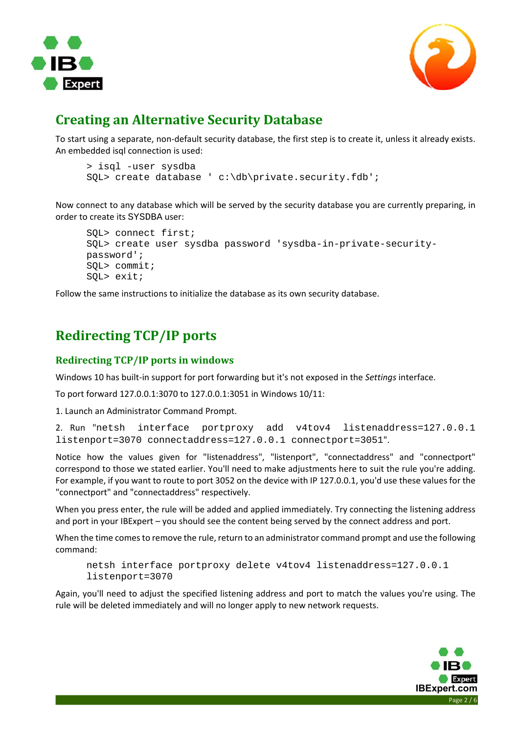## Creating an Alternative Security Database

To start using a separate, non-default security database, the first step is to create it, unless it already exists. An embedded isql connection is used:

```
> isql -user sysdba
SQL> create database ' c:\db\private.security.fdb';
```

Now connect to any database which will be served by the security database you are currently preparing, in order to create its SYSDBA user:

```
SQL> connect first;
SQL> create user sysdba password 'sysdba-in-private-security-password';
SQL> commit;
SQL> exit;
```

Follow the same instructions to initialize the database as its own security database.

## Redirecting TCP/IP ports

### Redirecting TCP/IP ports in windows

Windows 10 has built-in support for port forwarding but it's not exposed in the *Settings* interface.

To port forward 127.0.0.1:3070 to 127.0.0.1:3051 in Windows 10/11:

1. Launch an Administrator Command Prompt.

2. Run "`netsh interface portproxy add v4tov4 listenaddress=127.0.0.1 listenport=3070 connectaddress=127.0.0.1 connectport=3051`".

Notice how the values given for "listenaddress", "listenport", "connectaddress" and "connectport" correspond to those we stated earlier. You'll need to make adjustments here to suit the rule you're adding. For example, if you want to route to port 3052 on the device with IP 127.0.0.1, you'd use these values for the "connectport" and "connectaddress" respectively.

When you press enter, the rule will be added and applied immediately. Try connecting the listening address and port in your IBExpert – you should see the content being served by the connect address and port.

When the time comes to remove the rule, return to an administrator command prompt and use the following command:

```
netsh interface portproxy delete v4tov4 listenaddress=127.0.0.1
listenport=3070
```

Again, you'll need to adjust the specified listening address and port to match the values you're using. The rule will be deleted immediately and will no longer apply to new network requests.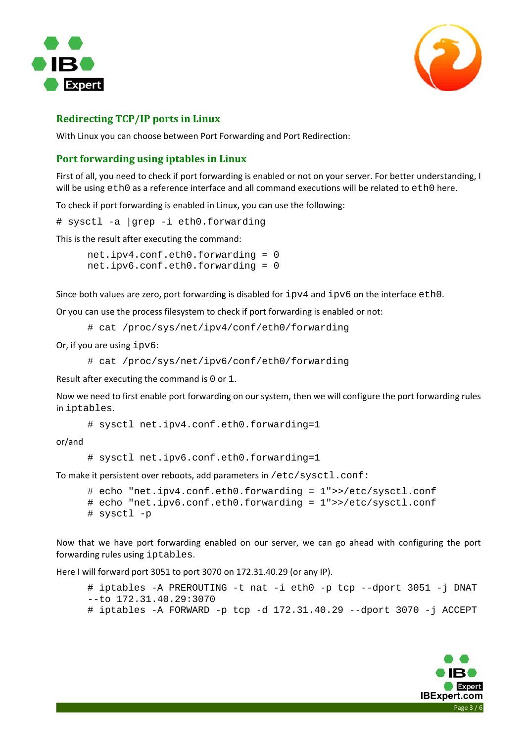## Redirecting TCP/IP ports in Linux

With Linux you can choose between Port Forwarding and Port Redirection:

## Port forwarding using iptables in Linux

First of all, you need to check if port forwarding is enabled or not on your server. For better understanding, I will be using `eth0` as a reference interface and all command executions will be related to `eth0` here.

To check if port forwarding is enabled in Linux, you can use the following:

```
# sysctl -a |grep -i eth0.forwarding
```

This is the result after executing the command:

```
net.ipv4.conf.eth0.forwarding = 0
net.ipv6.conf.eth0.forwarding = 0
```

Since both values are zero, port forwarding is disabled for `ipv4` and `ipv6` on the interface `eth0`.

Or you can use the process filesystem to check if port forwarding is enabled or not:

```
# cat /proc/sys/net/ipv4/conf/eth0/forwarding
```

Or, if you are using `ipv6`:

```
# cat /proc/sys/net/ipv6/conf/eth0/forwarding
```

Result after executing the command is `0` or `1`.

Now we need to first enable port forwarding on our system, then we will configure the port forwarding rules in `iptables`.

```
# sysctl net.ipv4.conf.eth0.forwarding=1
```

or/and

```
# sysctl net.ipv6.conf.eth0.forwarding=1
```

To make it persistent over reboots, add parameters in `/etc/sysctl.conf:`

```
# echo "net.ipv4.conf.eth0.forwarding = 1">>/etc/sysctl.conf
# echo "net.ipv6.conf.eth0.forwarding = 1">>/etc/sysctl.conf
# sysctl -p
```

Now that we have port forwarding enabled on our server, we can go ahead with configuring the port forwarding rules using `iptables`.

Here I will forward port 3051 to port 3070 on 172.31.40.29 (or any IP).

```
# iptables -A PREROUTING -t nat -i eth0 -p tcp --dport 3051 -j DNAT
--to 172.31.40.29:3070
# iptables -A FORWARD -p tcp -d 172.31.40.29 --dport 3070 -j ACCEPT
```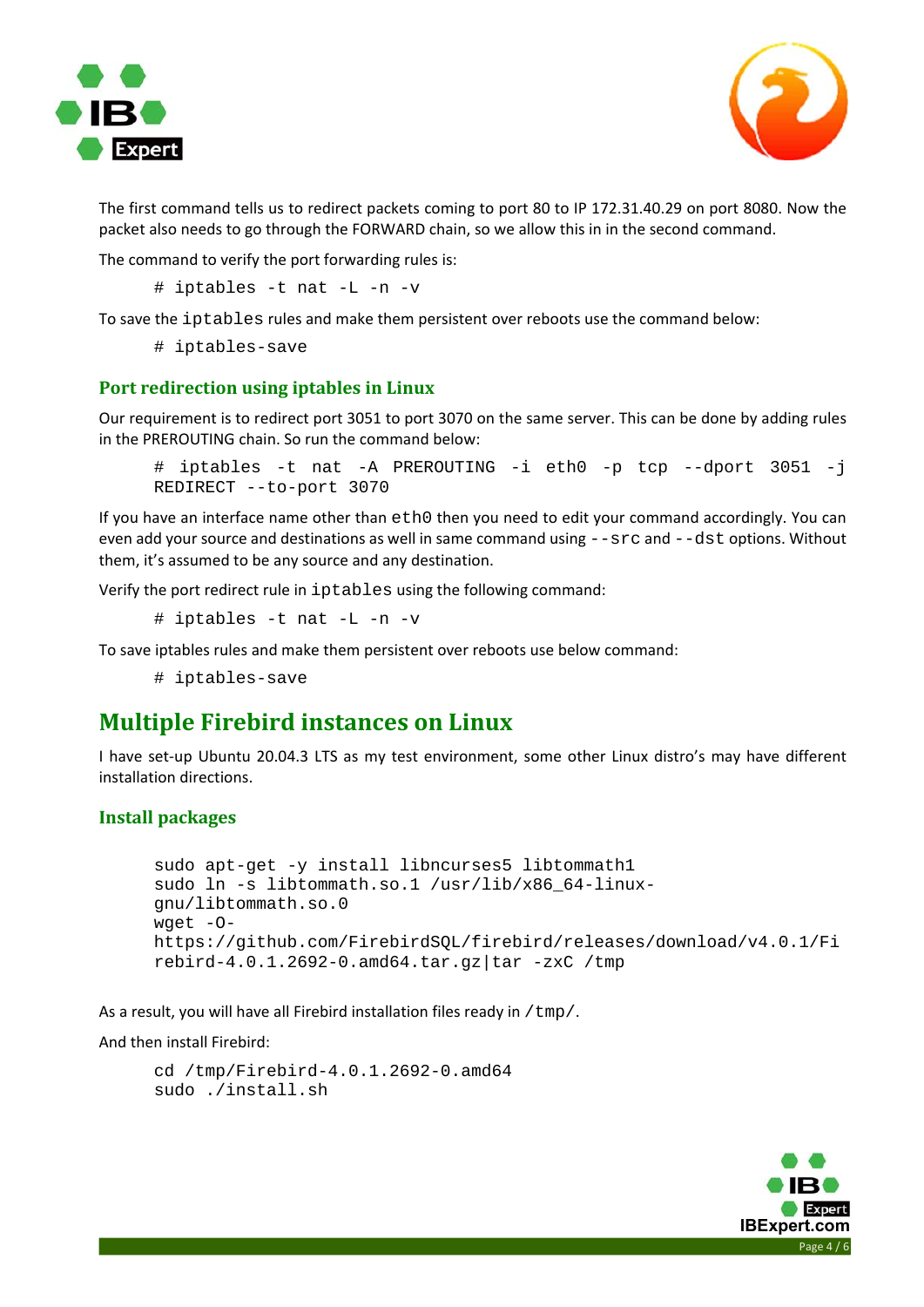The first command tells us to redirect packets coming to port 80 to IP 172.31.40.29 on port 8080. Now the packet also needs to go through the FORWARD chain, so we allow this in in the second command.

The command to verify the port forwarding rules is:

```
# iptables -t nat -L -n -v
```

To save the `iptables` rules and make them persistent over reboots use the command below:

```
# iptables-save
```

### Port redirection using iptables in Linux

Our requirement is to redirect port 3051 to port 3070 on the same server. This can be done by adding rules in the PREROUTING chain. So run the command below:

```
# iptables -t nat -A PREROUTING -i eth0 -p tcp --dport 3051 -j REDIRECT --to-port 3070
```

If you have an interface name other than `eth0` then you need to edit your command accordingly. You can even add your source and destinations as well in same command using `--src` and `--dst` options. Without them, it's assumed to be any source and any destination.

Verify the port redirect rule in `iptables` using the following command:

```
# iptables -t nat -L -n -v
```

To save iptables rules and make them persistent over reboots use below command:

```
# iptables-save
```

## Multiple Firebird instances on Linux

I have set-up Ubuntu 20.04.3 LTS as my test environment, some other Linux distro's may have different installation directions.

### Install packages

```
sudo apt-get -y install libncurses5 libtommath1
sudo ln -s libtommath.so.1 /usr/lib/x86_64-linux-gnu/libtommath.so.0
wget -O- https://github.com/FirebirdSQL/firebird/releases/download/v4.0.1/Firebird-4.0.1.2692-0.amd64.tar.gz|tar -zxC /tmp
```

As a result, you will have all Firebird installation files ready in `/tmp/`.

And then install Firebird:

```
cd /tmp/Firebird-4.0.1.2692-0.amd64
sudo ./install.sh
```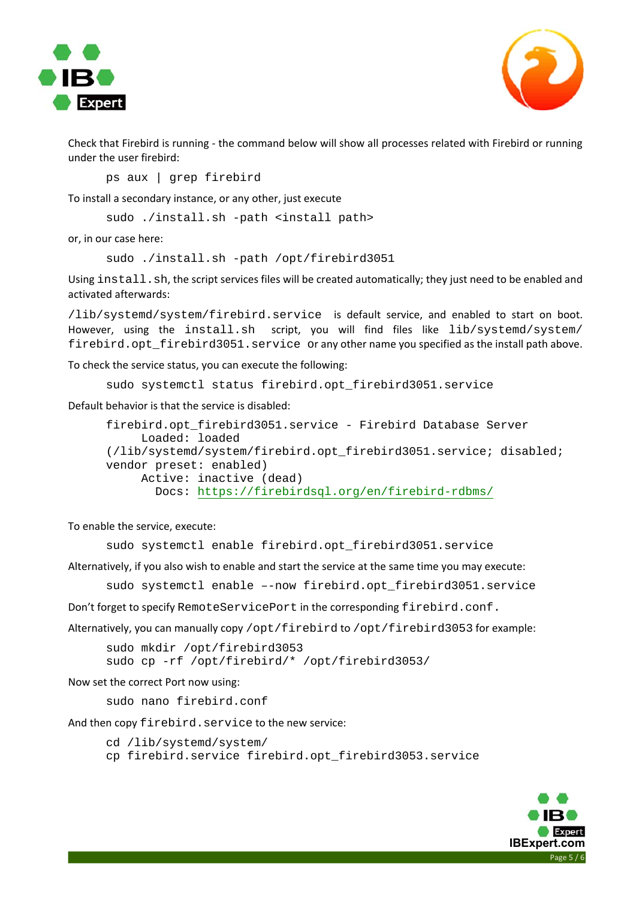Check that Firebird is running - the command below will show all processes related with Firebird or running under the user firebird:

```
ps aux | grep firebird
```

To install a secondary instance, or any other, just execute

```
sudo ./install.sh -path <install path>
```

or, in our case here:

```
sudo ./install.sh -path /opt/firebird3051
```

Using `install.sh`, the script services files will be created automatically; they just need to be enabled and activated afterwards:

`/lib/systemd/system/firebird.service` is default service, and enabled to start on boot. However, using the `install.sh` script, you will find files like `lib/systemd/system/firebird.opt_firebird3051.service` or any other name you specified as the install path above.

To check the service status, you can execute the following:

```
sudo systemctl status firebird.opt_firebird3051.service
```

Default behavior is that the service is disabled:

```
firebird.opt_firebird3051.service - Firebird Database Server
     Loaded: loaded
(/lib/systemd/system/firebird.opt_firebird3051.service; disabled;
vendor preset: enabled)
     Active: inactive (dead)
       Docs: https://firebirdsql.org/en/firebird-rdbms/
```

To enable the service, execute:

```
sudo systemctl enable firebird.opt_firebird3051.service
```

Alternatively, if you also wish to enable and start the service at the same time you may execute:

```
sudo systemctl enable –-now firebird.opt_firebird3051.service
```

Don't forget to specify `RemoteServicePort` in the corresponding `firebird.conf`.

Alternatively, you can manually copy `/opt/firebird` to `/opt/firebird3053` for example:

```
sudo mkdir /opt/firebird3053
sudo cp -rf /opt/firebird/* /opt/firebird3053/
```

Now set the correct Port now using:

```
sudo nano firebird.conf
```

And then copy `firebird.service` to the new service:

```
cd /lib/systemd/system/
cp firebird.service firebird.opt_firebird3053.service
```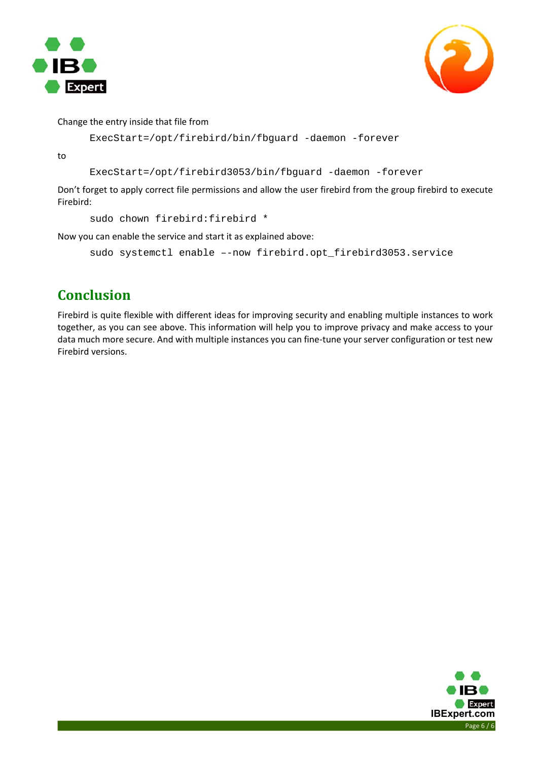Change the entry inside that file from

```
ExecStart=/opt/firebird/bin/fbguard -daemon -forever
```

to

```
ExecStart=/opt/firebird3053/bin/fbguard -daemon -forever
```

Don't forget to apply correct file permissions and allow the user firebird from the group firebird to execute Firebird:

```
sudo chown firebird:firebird *
```

Now you can enable the service and start it as explained above:

```
sudo systemctl enable ––now firebird.opt_firebird3053.service
```

## Conclusion

Firebird is quite flexible with different ideas for improving security and enabling multiple instances to work together, as you can see above. This information will help you to improve privacy and make access to your data much more secure. And with multiple instances you can fine-tune your server configuration or test new Firebird versions.